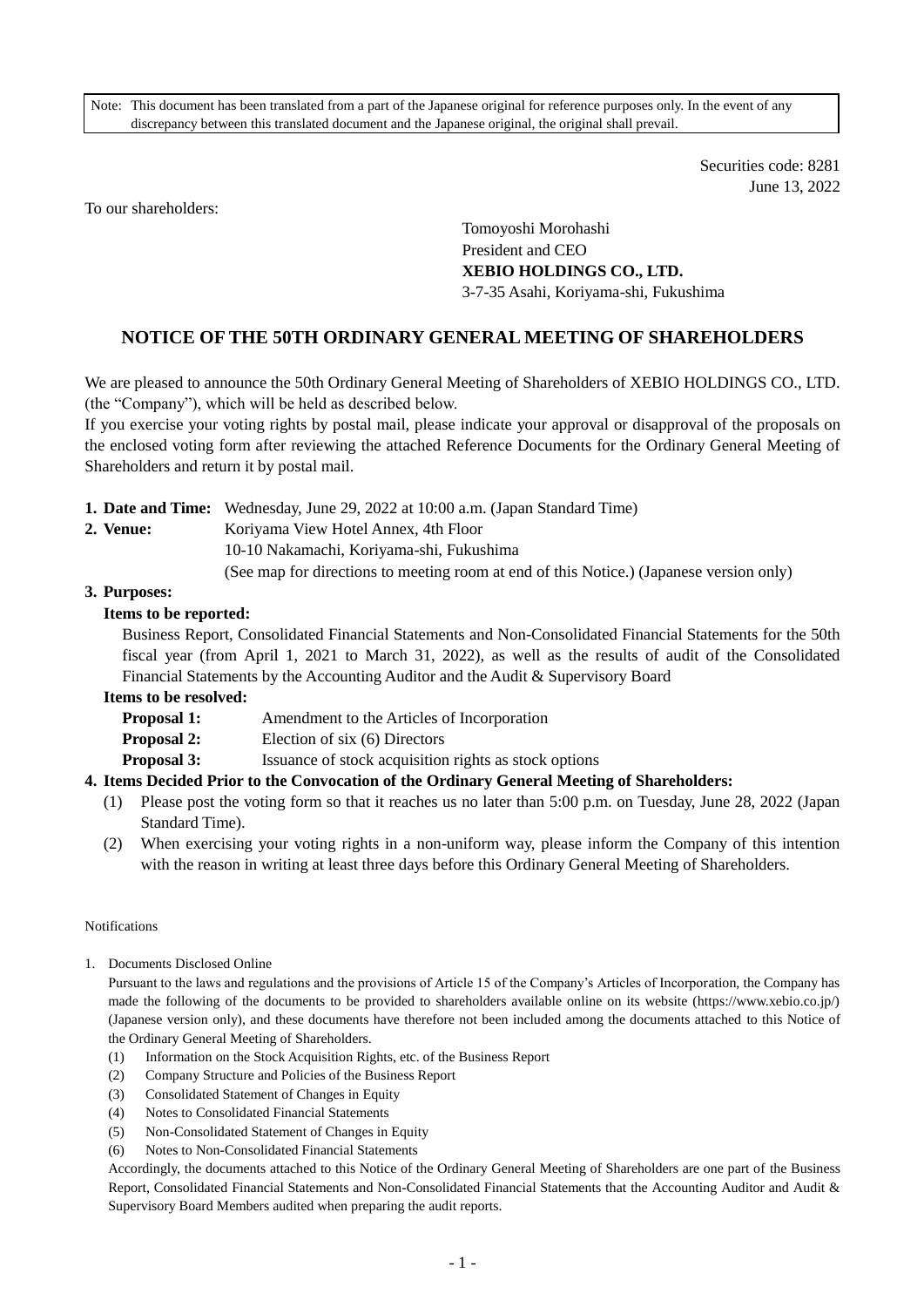Note: This document has been translated from a part of the Japanese original for reference purposes only. In the event of any discrepancy between this translated document and the Japanese original, the original shall prevail.

Securities code: 8281
June 13, 2022

To our shareholders:

Tomoyoshi Morohashi
President and CEO
**XEBIO HOLDINGS CO., LTD.**
3-7-35 Asahi, Koriyama-shi, Fukushima

# NOTICE OF THE 50TH ORDINARY GENERAL MEETING OF SHAREHOLDERS

We are pleased to announce the 50th Ordinary General Meeting of Shareholders of XEBIO HOLDINGS CO., LTD. (the "Company"), which will be held as described below.

If you exercise your voting rights by postal mail, please indicate your approval or disapproval of the proposals on the enclosed voting form after reviewing the attached Reference Documents for the Ordinary General Meeting of Shareholders and return it by postal mail.

**1. Date and Time:** Wednesday, June 29, 2022 at 10:00 a.m. (Japan Standard Time)

**2. Venue:** Koriyama View Hotel Annex, 4th Floor
10-10 Nakamachi, Koriyama-shi, Fukushima
(See map for directions to meeting room at end of this Notice.) (Japanese version only)

**3. Purposes:**

**Items to be reported:**

Business Report, Consolidated Financial Statements and Non-Consolidated Financial Statements for the 50th fiscal year (from April 1, 2021 to March 31, 2022), as well as the results of audit of the Consolidated Financial Statements by the Accounting Auditor and the Audit & Supervisory Board

**Items to be resolved:**

**Proposal 1:** Amendment to the Articles of Incorporation
**Proposal 2:** Election of six (6) Directors
**Proposal 3:** Issuance of stock acquisition rights as stock options

**4. Items Decided Prior to the Convocation of the Ordinary General Meeting of Shareholders:**

(1) Please post the voting form so that it reaches us no later than 5:00 p.m. on Tuesday, June 28, 2022 (Japan Standard Time).

(2) When exercising your voting rights in a non-uniform way, please inform the Company of this intention with the reason in writing at least three days before this Ordinary General Meeting of Shareholders.

Notifications

1. Documents Disclosed Online

Pursuant to the laws and regulations and the provisions of Article 15 of the Company's Articles of Incorporation, the Company has made the following of the documents to be provided to shareholders available online on its website (https://www.xebio.co.jp/) (Japanese version only), and these documents have therefore not been included among the documents attached to this Notice of the Ordinary General Meeting of Shareholders.

(1) Information on the Stock Acquisition Rights, etc. of the Business Report
(2) Company Structure and Policies of the Business Report
(3) Consolidated Statement of Changes in Equity
(4) Notes to Consolidated Financial Statements
(5) Non-Consolidated Statement of Changes in Equity
(6) Notes to Non-Consolidated Financial Statements

Accordingly, the documents attached to this Notice of the Ordinary General Meeting of Shareholders are one part of the Business Report, Consolidated Financial Statements and Non-Consolidated Financial Statements that the Accounting Auditor and Audit & Supervisory Board Members audited when preparing the audit reports.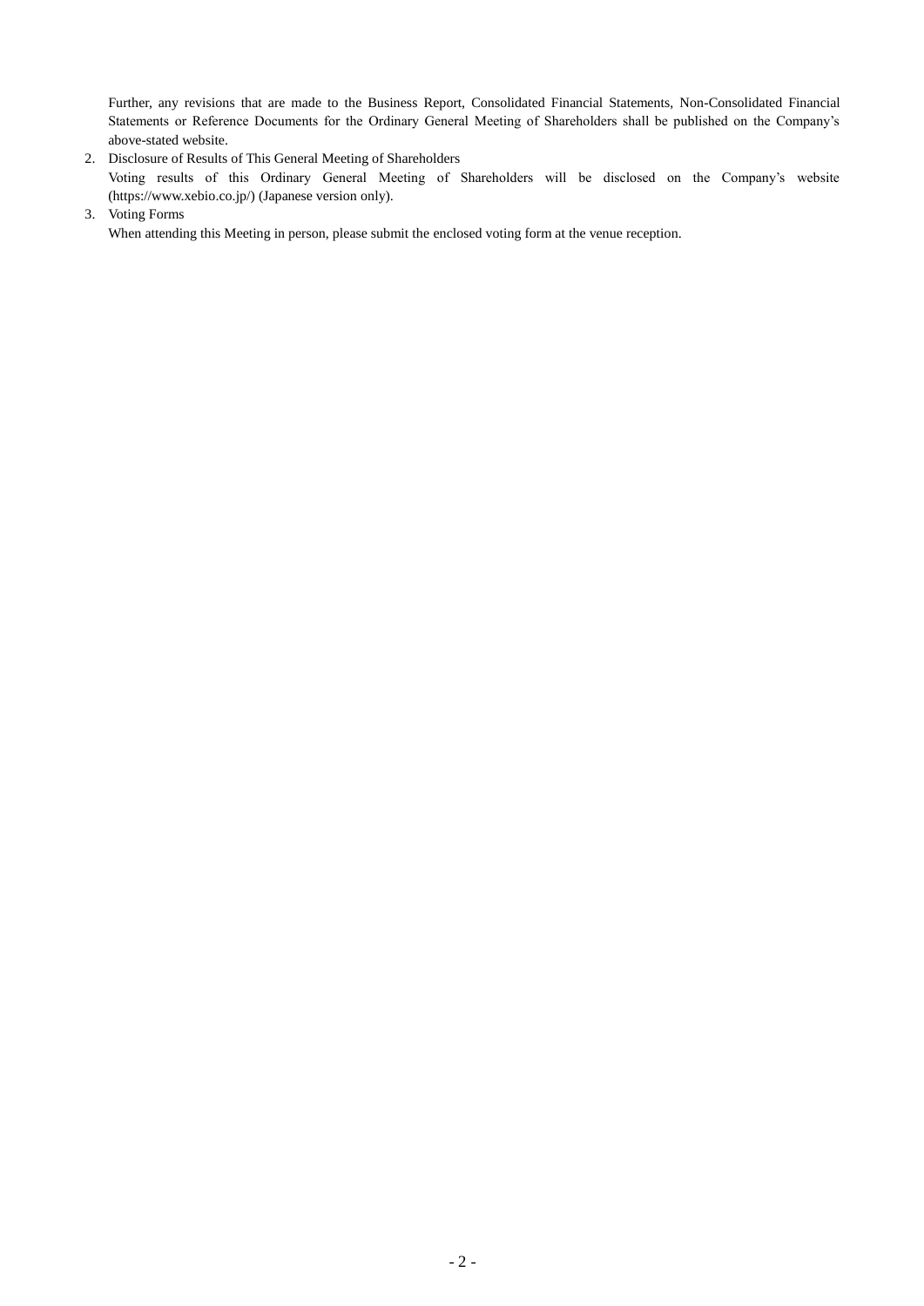Further, any revisions that are made to the Business Report, Consolidated Financial Statements, Non-Consolidated Financial Statements or Reference Documents for the Ordinary General Meeting of Shareholders shall be published on the Company's above-stated website.

2. Disclosure of Results of This General Meeting of Shareholders

   Voting results of this Ordinary General Meeting of Shareholders will be disclosed on the Company's website (https://www.xebio.co.jp/) (Japanese version only).

3. Voting Forms

   When attending this Meeting in person, please submit the enclosed voting form at the venue reception.